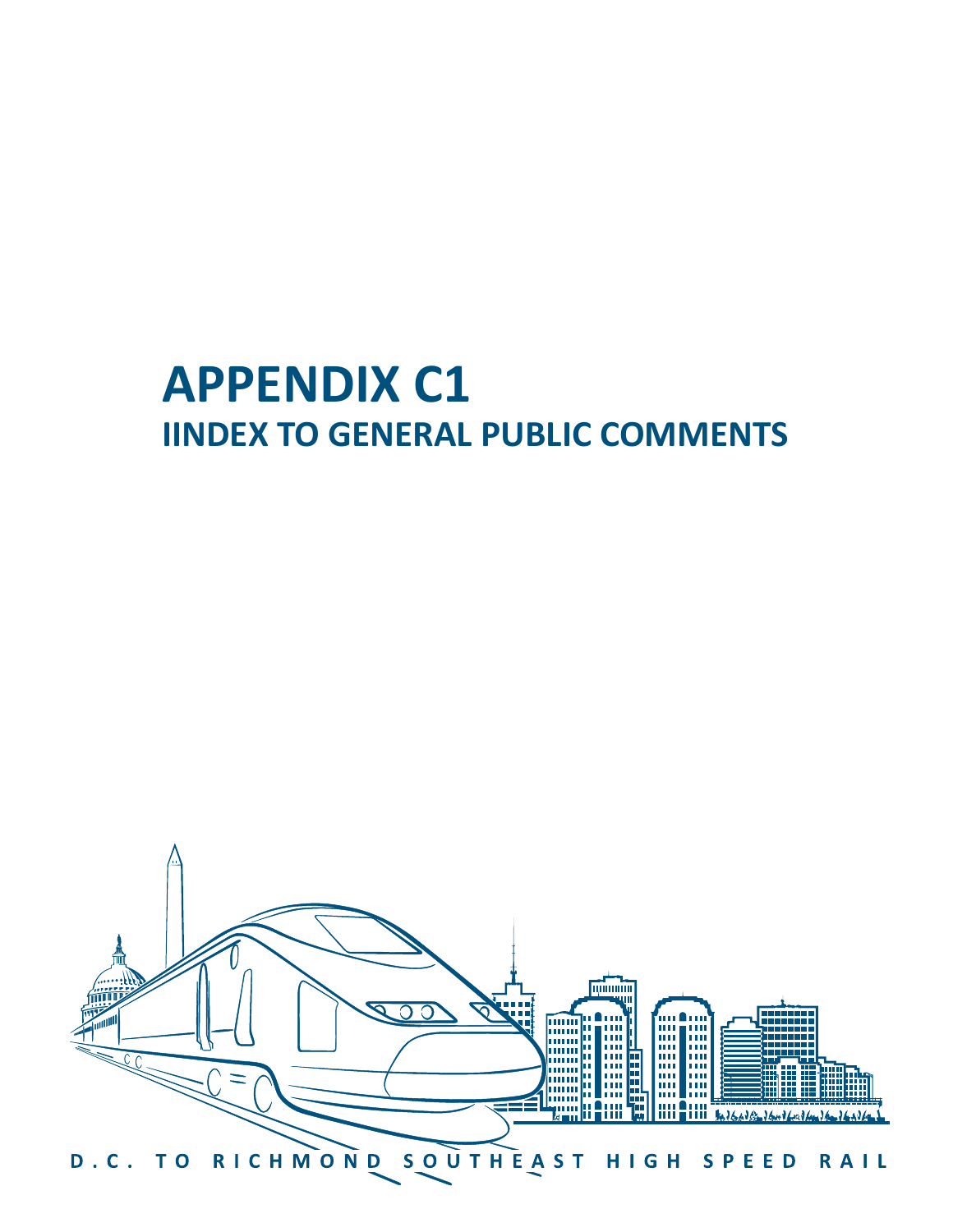# APPENDIX C1

## IINDEX TO GENERAL PUBLIC COMMENTS

D.C. TO RICHMOND SOUTHEAST HIGH SPEED RAIL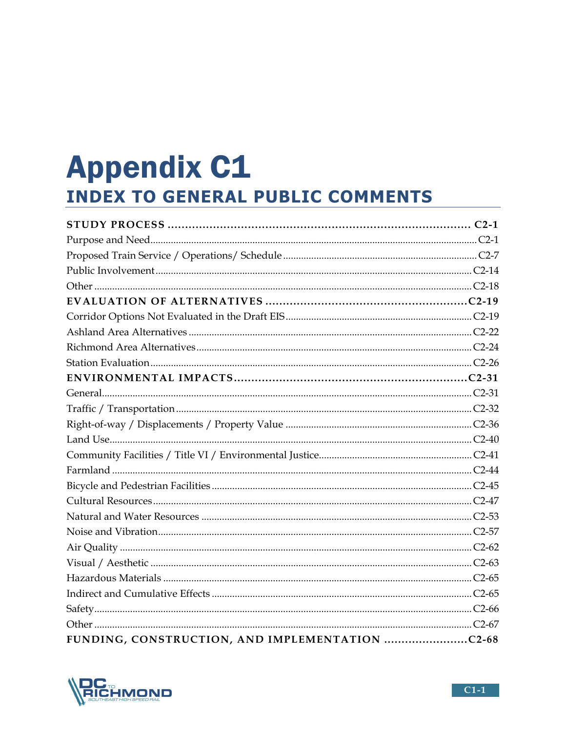# Appendix C1

## INDEX TO GENERAL PUBLIC COMMENTS

| | |
|---|---|
| **STUDY PROCESS** | **C2-1** |
| Purpose and Need | C2-1 |
| Proposed Train Service / Operations/ Schedule | C2-7 |
| Public Involvement | C2-14 |
| Other | C2-18 |
| **EVALUATION OF ALTERNATIVES** | **C2-19** |
| Corridor Options Not Evaluated in the Draft EIS | C2-19 |
| Ashland Area Alternatives | C2-22 |
| Richmond Area Alternatives | C2-24 |
| Station Evaluation | C2-26 |
| **ENVIRONMENTAL IMPACTS** | **C2-31** |
| General | C2-31 |
| Traffic / Transportation | C2-32 |
| Right-of-way / Displacements / Property Value | C2-36 |
| Land Use | C2-40 |
| Community Facilities / Title VI / Environmental Justice | C2-41 |
| Farmland | C2-44 |
| Bicycle and Pedestrian Facilities | C2-45 |
| Cultural Resources | C2-47 |
| Natural and Water Resources | C2-53 |
| Noise and Vibration | C2-57 |
| Air Quality | C2-62 |
| Visual / Aesthetic | C2-63 |
| Hazardous Materials | C2-65 |
| Indirect and Cumulative Effects | C2-65 |
| Safety | C2-66 |
| Other | C2-67 |
| **FUNDING, CONSTRUCTION, AND IMPLEMENTATION** | **C2-68** |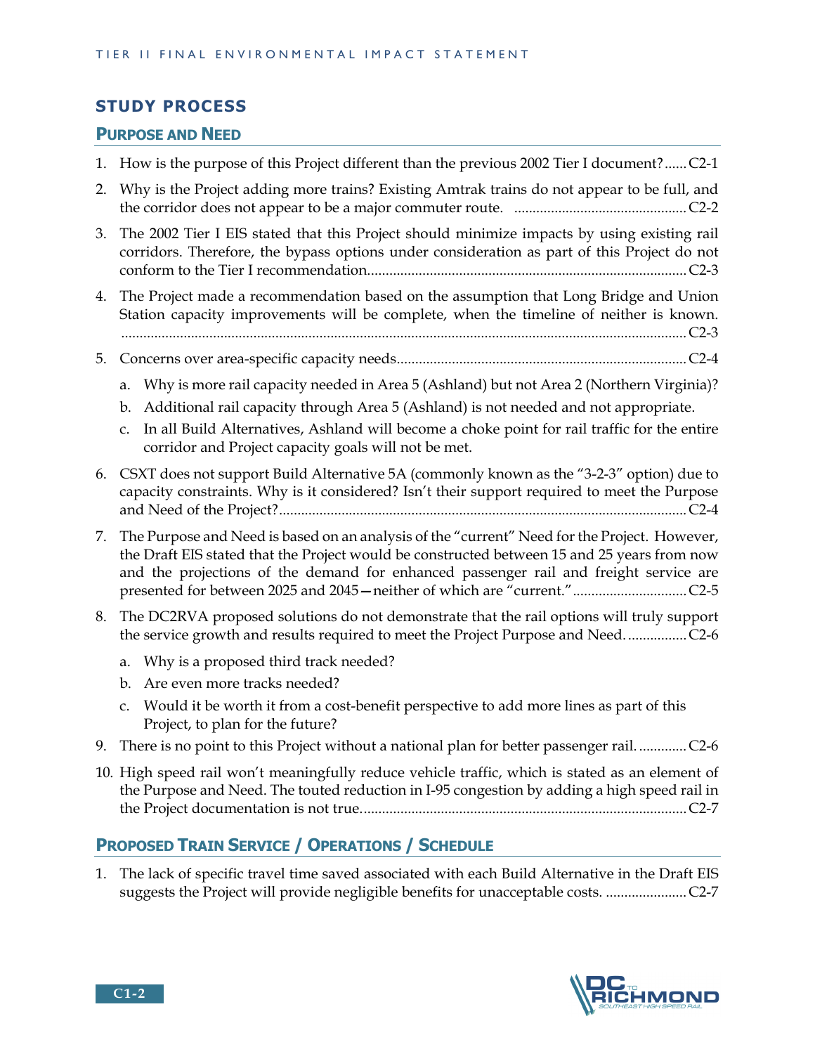## STUDY PROCESS

### PURPOSE AND NEED

1. How is the purpose of this Project different than the previous 2002 Tier I document? ...... C2-1
2. Why is the Project adding more trains? Existing Amtrak trains do not appear to be full, and the corridor does not appear to be a major commuter route. ...... C2-2
3. The 2002 Tier I EIS stated that this Project should minimize impacts by using existing rail corridors. Therefore, the bypass options under consideration as part of this Project do not conform to the Tier I recommendation. ...... C2-3
4. The Project made a recommendation based on the assumption that Long Bridge and Union Station capacity improvements will be complete, when the timeline of neither is known. ...... C2-3
5. Concerns over area-specific capacity needs ...... C2-4
   a. Why is more rail capacity needed in Area 5 (Ashland) but not Area 2 (Northern Virginia)?
   b. Additional rail capacity through Area 5 (Ashland) is not needed and not appropriate.
   c. In all Build Alternatives, Ashland will become a choke point for rail traffic for the entire corridor and Project capacity goals will not be met.
6. CSXT does not support Build Alternative 5A (commonly known as the "3-2-3" option) due to capacity constraints. Why is it considered? Isn't their support required to meet the Purpose and Need of the Project? ...... C2-4
7. The Purpose and Need is based on an analysis of the "current" Need for the Project. However, the Draft EIS stated that the Project would be constructed between 15 and 25 years from now and the projections of the demand for enhanced passenger rail and freight service are presented for between 2025 and 2045—neither of which are "current." ...... C2-5
8. The DC2RVA proposed solutions do not demonstrate that the rail options will truly support the service growth and results required to meet the Project Purpose and Need. ...... C2-6
   a. Why is a proposed third track needed?
   b. Are even more tracks needed?
   c. Would it be worth it from a cost-benefit perspective to add more lines as part of this Project, to plan for the future?
9. There is no point to this Project without a national plan for better passenger rail. ...... C2-6
10. High speed rail won't meaningfully reduce vehicle traffic, which is stated as an element of the Purpose and Need. The touted reduction in I-95 congestion by adding a high speed rail in the Project documentation is not true. ...... C2-7

### PROPOSED TRAIN SERVICE / OPERATIONS / SCHEDULE

1. The lack of specific travel time saved associated with each Build Alternative in the Draft EIS suggests the Project will provide negligible benefits for unacceptable costs. ...... C2-7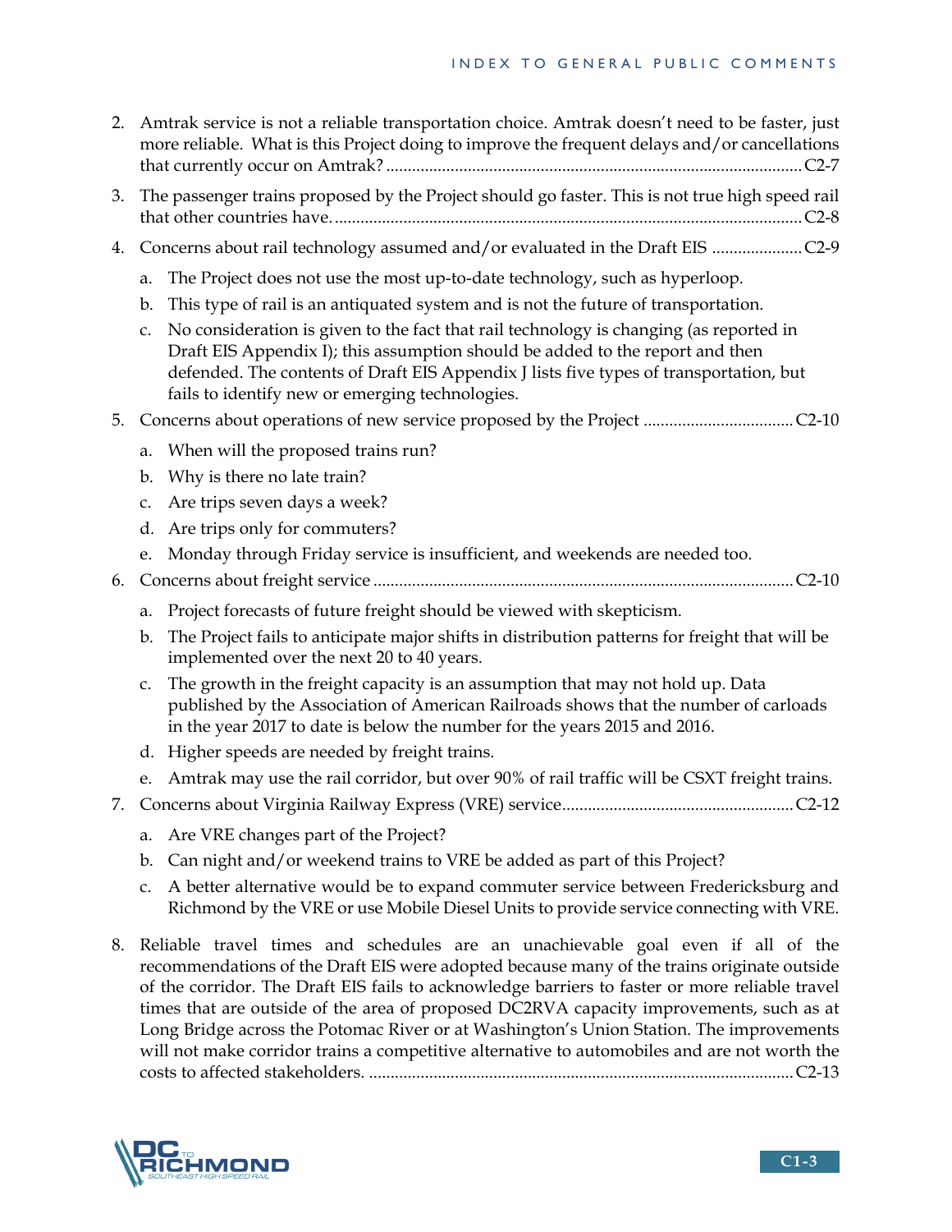2. Amtrak service is not a reliable transportation choice. Amtrak doesn't need to be faster, just more reliable. What is this Project doing to improve the frequent delays and/or cancellations that currently occur on Amtrak? ........................................................................................................ C2-7

3. The passenger trains proposed by the Project should go faster. This is not true high speed rail that other countries have. ........................................................................................................ C2-8

4. Concerns about rail technology assumed and/or evaluated in the Draft EIS ..................... C2-9

   a. The Project does not use the most up-to-date technology, such as hyperloop.

   b. This type of rail is an antiquated system and is not the future of transportation.

   c. No consideration is given to the fact that rail technology is changing (as reported in Draft EIS Appendix I); this assumption should be added to the report and then defended. The contents of Draft EIS Appendix J lists five types of transportation, but fails to identify new or emerging technologies.

5. Concerns about operations of new service proposed by the Project .................................. C2-10

   a. When will the proposed trains run?

   b. Why is there no late train?

   c. Are trips seven days a week?

   d. Are trips only for commuters?

   e. Monday through Friday service is insufficient, and weekends are needed too.

6. Concerns about freight service ........................................................................................................ C2-10

   a. Project forecasts of future freight should be viewed with skepticism.

   b. The Project fails to anticipate major shifts in distribution patterns for freight that will be implemented over the next 20 to 40 years.

   c. The growth in the freight capacity is an assumption that may not hold up. Data published by the Association of American Railroads shows that the number of carloads in the year 2017 to date is below the number for the years 2015 and 2016.

   d. Higher speeds are needed by freight trains.

   e. Amtrak may use the rail corridor, but over 90% of rail traffic will be CSXT freight trains.

7. Concerns about Virginia Railway Express (VRE) service..................................................... C2-12

   a. Are VRE changes part of the Project?

   b. Can night and/or weekend trains to VRE be added as part of this Project?

   c. A better alternative would be to expand commuter service between Fredericksburg and Richmond by the VRE or use Mobile Diesel Units to provide service connecting with VRE.

8. Reliable travel times and schedules are an unachievable goal even if all of the recommendations of the Draft EIS were adopted because many of the trains originate outside of the corridor. The Draft EIS fails to acknowledge barriers to faster or more reliable travel times that are outside of the area of proposed DC2RVA capacity improvements, such as at Long Bridge across the Potomac River or at Washington's Union Station. The improvements will not make corridor trains a competitive alternative to automobiles and are not worth the costs to affected stakeholders. ........................................................................................................ C2-13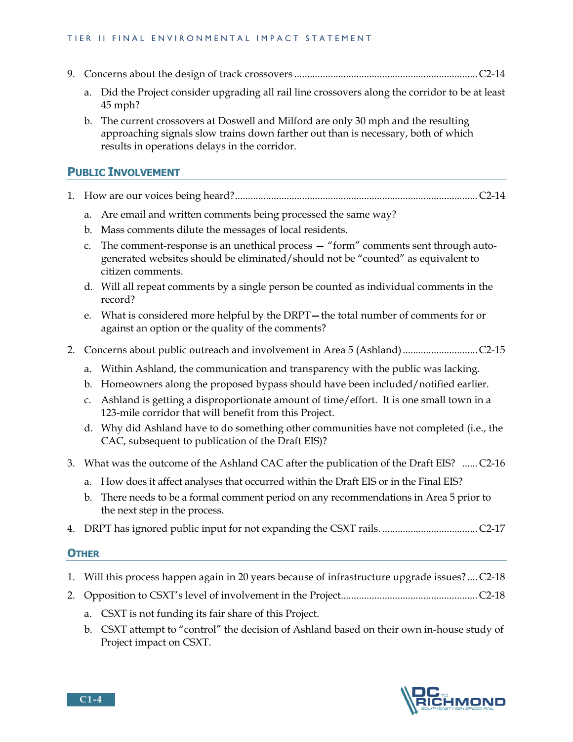9. Concerns about the design of track crossovers ........................................................................ C2-14
    a. Did the Project consider upgrading all rail line crossovers along the corridor to be at least 45 mph?
    b. The current crossovers at Doswell and Milford are only 30 mph and the resulting approaching signals slow trains down farther out than is necessary, both of which results in operations delays in the corridor.

## PUBLIC INVOLVEMENT

1. How are our voices being heard? ............................................................................................ C2-14
    a. Are email and written comments being processed the same way?
    b. Mass comments dilute the messages of local residents.
    c. The comment-response is an unethical process — "form" comments sent through auto-generated websites should be eliminated/should not be "counted" as equivalent to citizen comments.
    d. Will all repeat comments by a single person be counted as individual comments in the record?
    e. What is considered more helpful by the DRPT—the total number of comments for or against an option or the quality of the comments?
2. Concerns about public outreach and involvement in Area 5 (Ashland) ............................ C2-15
    a. Within Ashland, the communication and transparency with the public was lacking.
    b. Homeowners along the proposed bypass should have been included/notified earlier.
    c. Ashland is getting a disproportionate amount of time/effort. It is one small town in a 123-mile corridor that will benefit from this Project.
    d. Why did Ashland have to do something other communities have not completed (i.e., the CAC, subsequent to publication of the Draft EIS)?
3. What was the outcome of the Ashland CAC after the publication of the Draft EIS? ...... C2-16
    a. How does it affect analyses that occurred within the Draft EIS or in the Final EIS?
    b. There needs to be a formal comment period on any recommendations in Area 5 prior to the next step in the process.
4. DRPT has ignored public input for not expanding the CSXT rails. ..................................... C2-17

## OTHER

1. Will this process happen again in 20 years because of infrastructure upgrade issues? .... C2-18
2. Opposition to CSXT's level of involvement in the Project .................................................... C2-18
    a. CSXT is not funding its fair share of this Project.
    b. CSXT attempt to "control" the decision of Ashland based on their own in-house study of Project impact on CSXT.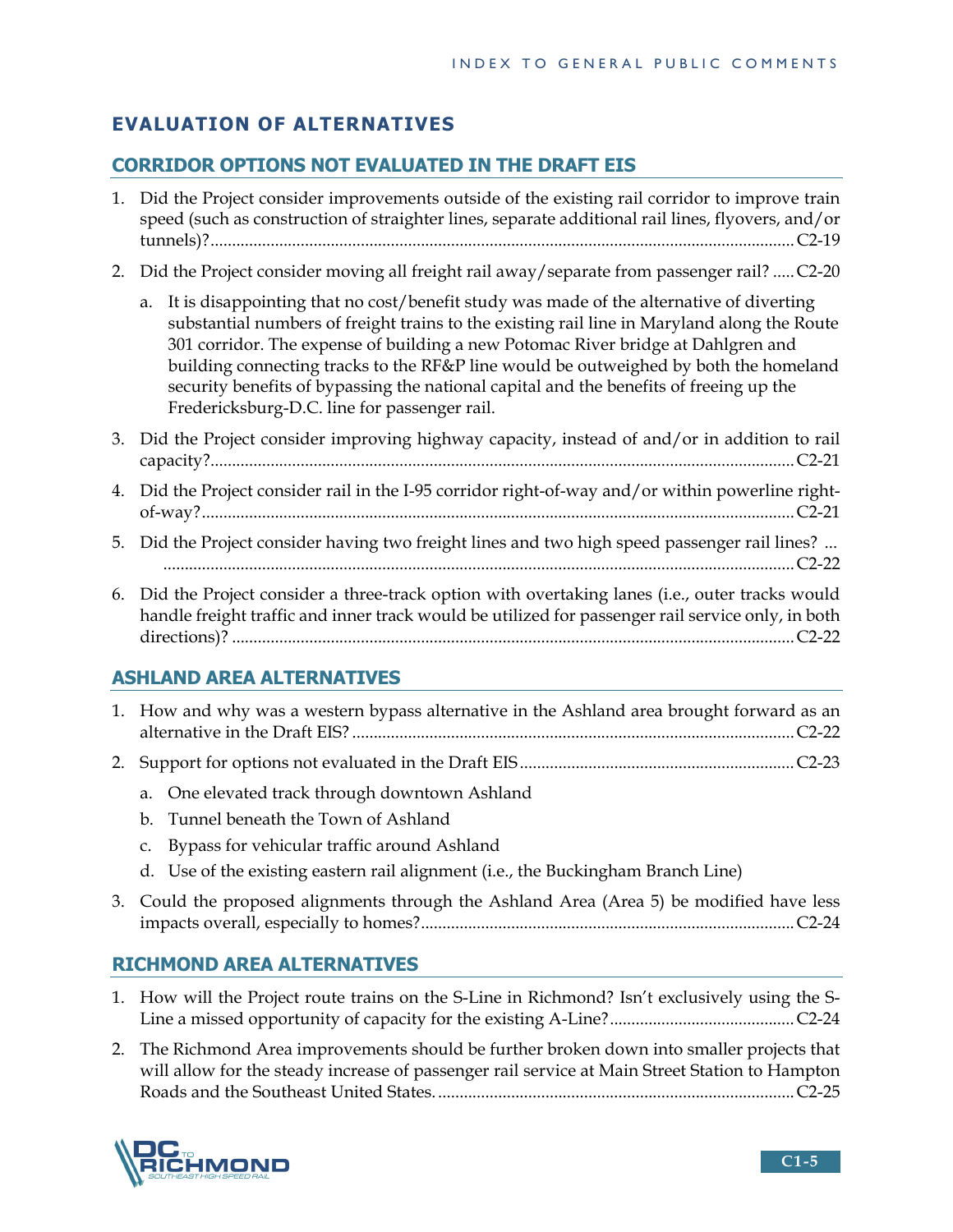# EVALUATION OF ALTERNATIVES

## CORRIDOR OPTIONS NOT EVALUATED IN THE DRAFT EIS

1. Did the Project consider improvements outside of the existing rail corridor to improve train speed (such as construction of straighter lines, separate additional rail lines, flyovers, and/or tunnels)? ..... C2-19
2. Did the Project consider moving all freight rail away/separate from passenger rail? ..... C2-20
   a. It is disappointing that no cost/benefit study was made of the alternative of diverting substantial numbers of freight trains to the existing rail line in Maryland along the Route 301 corridor. The expense of building a new Potomac River bridge at Dahlgren and building connecting tracks to the RF&P line would be outweighed by both the homeland security benefits of bypassing the national capital and the benefits of freeing up the Fredericksburg-D.C. line for passenger rail.
3. Did the Project consider improving highway capacity, instead of and/or in addition to rail capacity? ..... C2-21
4. Did the Project consider rail in the I-95 corridor right-of-way and/or within powerline right-of-way? ..... C2-21
5. Did the Project consider having two freight lines and two high speed passenger rail lines? ..... C2-22
6. Did the Project consider a three-track option with overtaking lanes (i.e., outer tracks would handle freight traffic and inner track would be utilized for passenger rail service only, in both directions)? ..... C2-22

## ASHLAND AREA ALTERNATIVES

1. How and why was a western bypass alternative in the Ashland area brought forward as an alternative in the Draft EIS? ..... C2-22
2. Support for options not evaluated in the Draft EIS ..... C2-23
   a. One elevated track through downtown Ashland
   b. Tunnel beneath the Town of Ashland
   c. Bypass for vehicular traffic around Ashland
   d. Use of the existing eastern rail alignment (i.e., the Buckingham Branch Line)
3. Could the proposed alignments through the Ashland Area (Area 5) be modified have less impacts overall, especially to homes? ..... C2-24

## RICHMOND AREA ALTERNATIVES

1. How will the Project route trains on the S-Line in Richmond? Isn't exclusively using the S-Line a missed opportunity of capacity for the existing A-Line? ..... C2-24
2. The Richmond Area improvements should be further broken down into smaller projects that will allow for the steady increase of passenger rail service at Main Street Station to Hampton Roads and the Southeast United States. ..... C2-25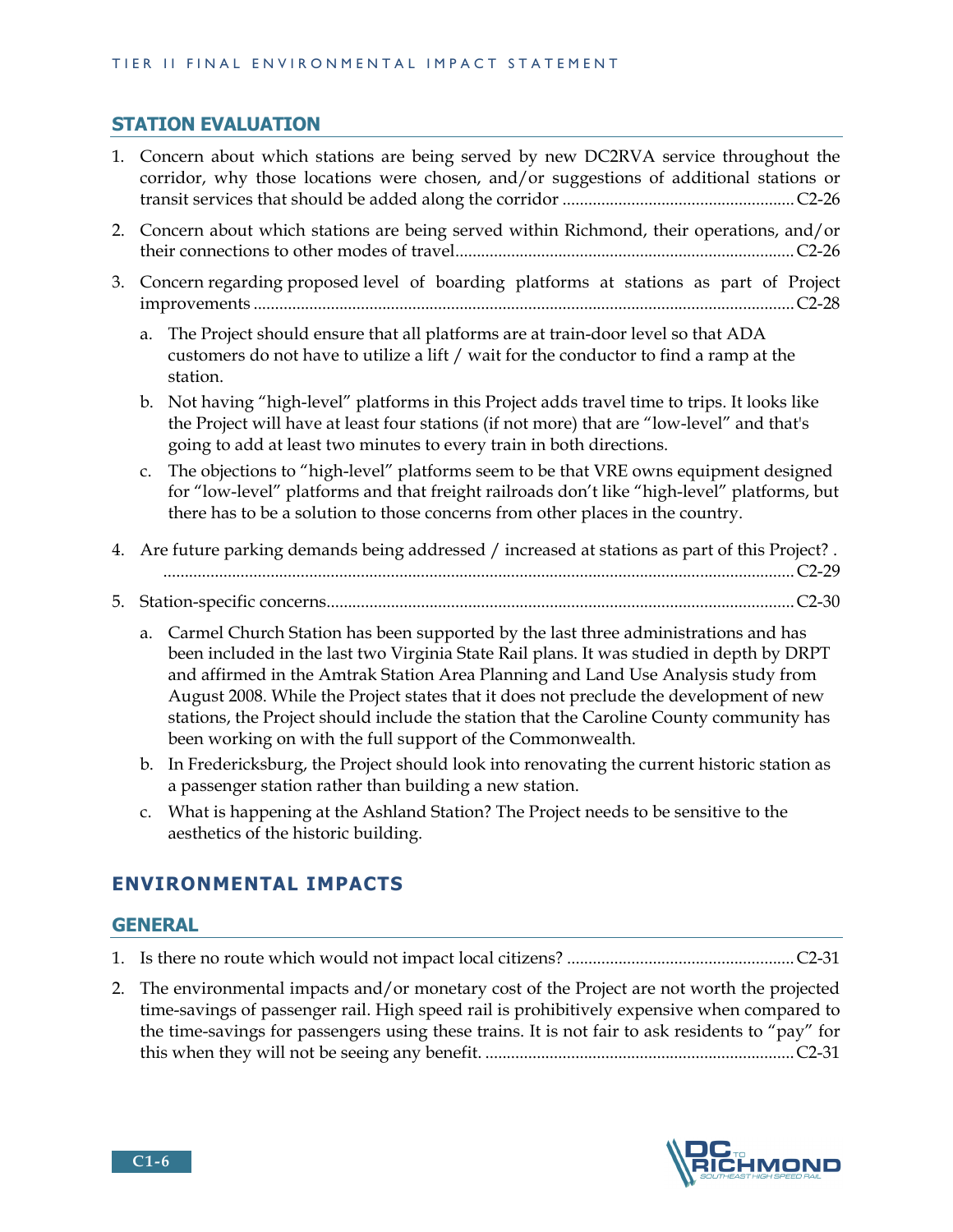## STATION EVALUATION

1. Concern about which stations are being served by new DC2RVA service throughout the corridor, why those locations were chosen, and/or suggestions of additional stations or transit services that should be added along the corridor ........................................................ C2-26
2. Concern about which stations are being served within Richmond, their operations, and/or their connections to other modes of travel................................................................................ C2-26
3. Concern regarding proposed level of boarding platforms at stations as part of Project improvements ........................................................................................................................... C2-28
   a. The Project should ensure that all platforms are at train-door level so that ADA customers do not have to utilize a lift / wait for the conductor to find a ramp at the station.
   b. Not having “high-level” platforms in this Project adds travel time to trips. It looks like the Project will have at least four stations (if not more) that are “low-level” and that's going to add at least two minutes to every train in both directions.
   c. The objections to “high-level” platforms seem to be that VRE owns equipment designed for “low-level” platforms and that freight railroads don’t like “high-level” platforms, but there has to be a solution to those concerns from other places in the country.
4. Are future parking demands being addressed / increased at stations as part of this Project? . ............................................................................................................................................. C2-29
5. Station-specific concerns............................................................................................................. C2-30
   a. Carmel Church Station has been supported by the last three administrations and has been included in the last two Virginia State Rail plans. It was studied in depth by DRPT and affirmed in the Amtrak Station Area Planning and Land Use Analysis study from August 2008. While the Project states that it does not preclude the development of new stations, the Project should include the station that the Caroline County community has been working on with the full support of the Commonwealth.
   b. In Fredericksburg, the Project should look into renovating the current historic station as a passenger station rather than building a new station.
   c. What is happening at the Ashland Station? The Project needs to be sensitive to the aesthetics of the historic building.

# ENVIRONMENTAL IMPACTS

## GENERAL

1. Is there no route which would not impact local citizens? ....................................................... C2-31
2. The environmental impacts and/or monetary cost of the Project are not worth the projected time-savings of passenger rail. High speed rail is prohibitively expensive when compared to the time-savings for passengers using these trains. It is not fair to ask residents to “pay” for this when they will not be seeing any benefit. ......................................................................... C2-31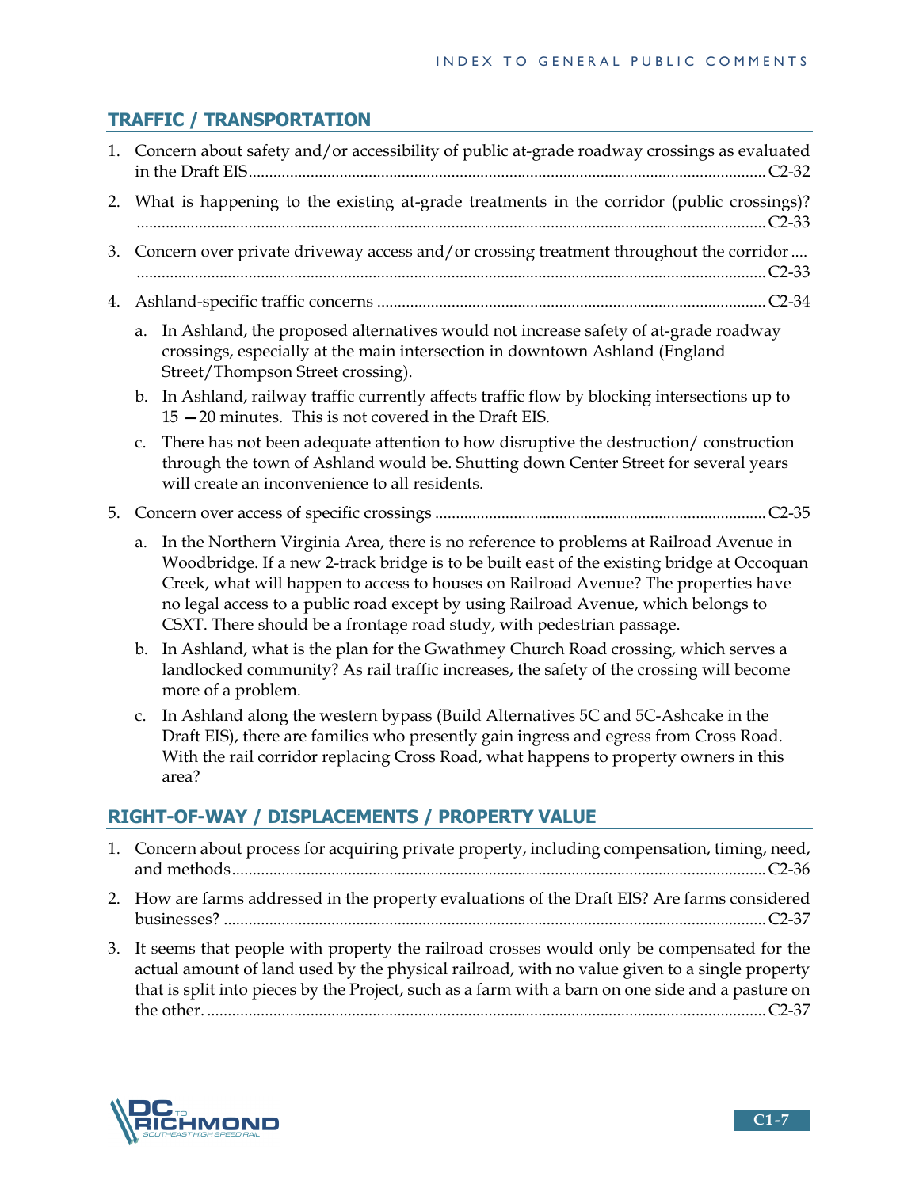## TRAFFIC / TRANSPORTATION

1. Concern about safety and/or accessibility of public at-grade roadway crossings as evaluated in the Draft EIS ..... C2-32
2. What is happening to the existing at-grade treatments in the corridor (public crossings)? ..... C2-33
3. Concern over private driveway access and/or crossing treatment throughout the corridor ..... C2-33
4. Ashland-specific traffic concerns ..... C2-34
   a. In Ashland, the proposed alternatives would not increase safety of at-grade roadway crossings, especially at the main intersection in downtown Ashland (England Street/Thompson Street crossing).
   b. In Ashland, railway traffic currently affects traffic flow by blocking intersections up to 15 —20 minutes. This is not covered in the Draft EIS.
   c. There has not been adequate attention to how disruptive the destruction/ construction through the town of Ashland would be. Shutting down Center Street for several years will create an inconvenience to all residents.
5. Concern over access of specific crossings ..... C2-35
   a. In the Northern Virginia Area, there is no reference to problems at Railroad Avenue in Woodbridge. If a new 2-track bridge is to be built east of the existing bridge at Occoquan Creek, what will happen to access to houses on Railroad Avenue? The properties have no legal access to a public road except by using Railroad Avenue, which belongs to CSXT. There should be a frontage road study, with pedestrian passage.
   b. In Ashland, what is the plan for the Gwathmey Church Road crossing, which serves a landlocked community? As rail traffic increases, the safety of the crossing will become more of a problem.
   c. In Ashland along the western bypass (Build Alternatives 5C and 5C-Ashcake in the Draft EIS), there are families who presently gain ingress and egress from Cross Road. With the rail corridor replacing Cross Road, what happens to property owners in this area?

## RIGHT-OF-WAY / DISPLACEMENTS / PROPERTY VALUE

1. Concern about process for acquiring private property, including compensation, timing, need, and methods ..... C2-36
2. How are farms addressed in the property evaluations of the Draft EIS? Are farms considered businesses? ..... C2-37
3. It seems that people with property the railroad crosses would only be compensated for the actual amount of land used by the physical railroad, with no value given to a single property that is split into pieces by the Project, such as a farm with a barn on one side and a pasture on the other. ..... C2-37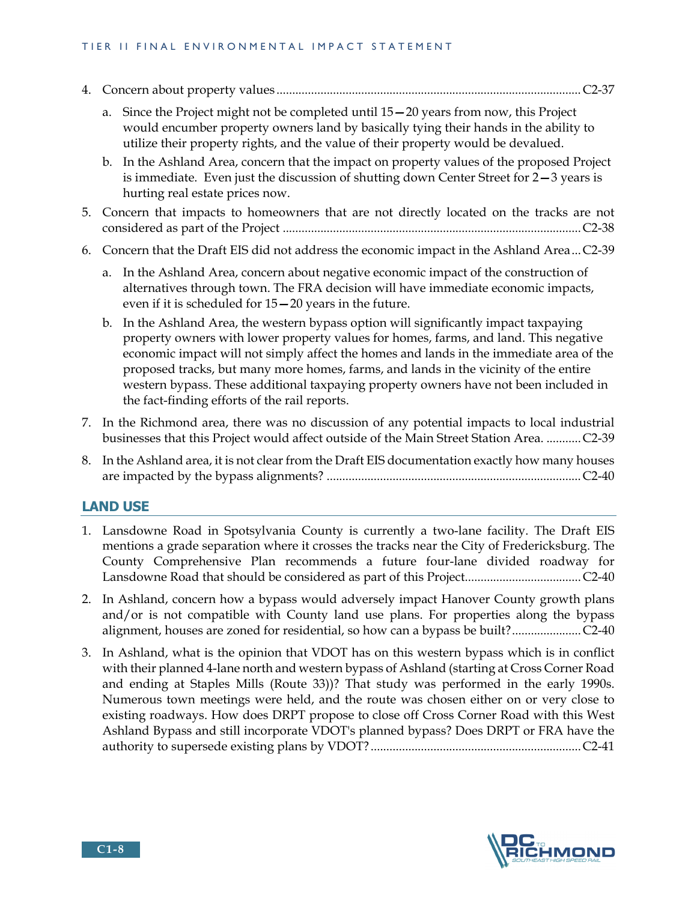4. Concern about property values ........................................................................................ C2-37

   a. Since the Project might not be completed until 15—20 years from now, this Project would encumber property owners land by basically tying their hands in the ability to utilize their property rights, and the value of their property would be devalued.

   b. In the Ashland Area, concern that the impact on property values of the proposed Project is immediate. Even just the discussion of shutting down Center Street for 2—3 years is hurting real estate prices now.

5. Concern that impacts to homeowners that are not directly located on the tracks are not considered as part of the Project ........................................................................................ C2-38

6. Concern that the Draft EIS did not address the economic impact in the Ashland Area ... C2-39

   a. In the Ashland Area, concern about negative economic impact of the construction of alternatives through town. The FRA decision will have immediate economic impacts, even if it is scheduled for 15—20 years in the future.

   b. In the Ashland Area, the western bypass option will significantly impact taxpaying property owners with lower property values for homes, farms, and land. This negative economic impact will not simply affect the homes and lands in the immediate area of the proposed tracks, but many more homes, farms, and lands in the vicinity of the entire western bypass. These additional taxpaying property owners have not been included in the fact-finding efforts of the rail reports.

7. In the Richmond area, there was no discussion of any potential impacts to local industrial businesses that this Project would affect outside of the Main Street Station Area. ........... C2-39

8. In the Ashland area, it is not clear from the Draft EIS documentation exactly how many houses are impacted by the bypass alignments? ........................................................................ C2-40

## LAND USE

1. Lansdowne Road in Spotsylvania County is currently a two-lane facility. The Draft EIS mentions a grade separation where it crosses the tracks near the City of Fredericksburg. The County Comprehensive Plan recommends a future four-lane divided roadway for Lansdowne Road that should be considered as part of this Project.................................... C2-40

2. In Ashland, concern how a bypass would adversely impact Hanover County growth plans and/or is not compatible with County land use plans. For properties along the bypass alignment, houses are zoned for residential, so how can a bypass be built?...................... C2-40

3. In Ashland, what is the opinion that VDOT has on this western bypass which is in conflict with their planned 4-lane north and western bypass of Ashland (starting at Cross Corner Road and ending at Staples Mills (Route 33))? That study was performed in the early 1990s. Numerous town meetings were held, and the route was chosen either on or very close to existing roadways. How does DRPT propose to close off Cross Corner Road with this West Ashland Bypass and still incorporate VDOT's planned bypass? Does DRPT or FRA have the authority to supersede existing plans by VDOT? .................................................................. C2-41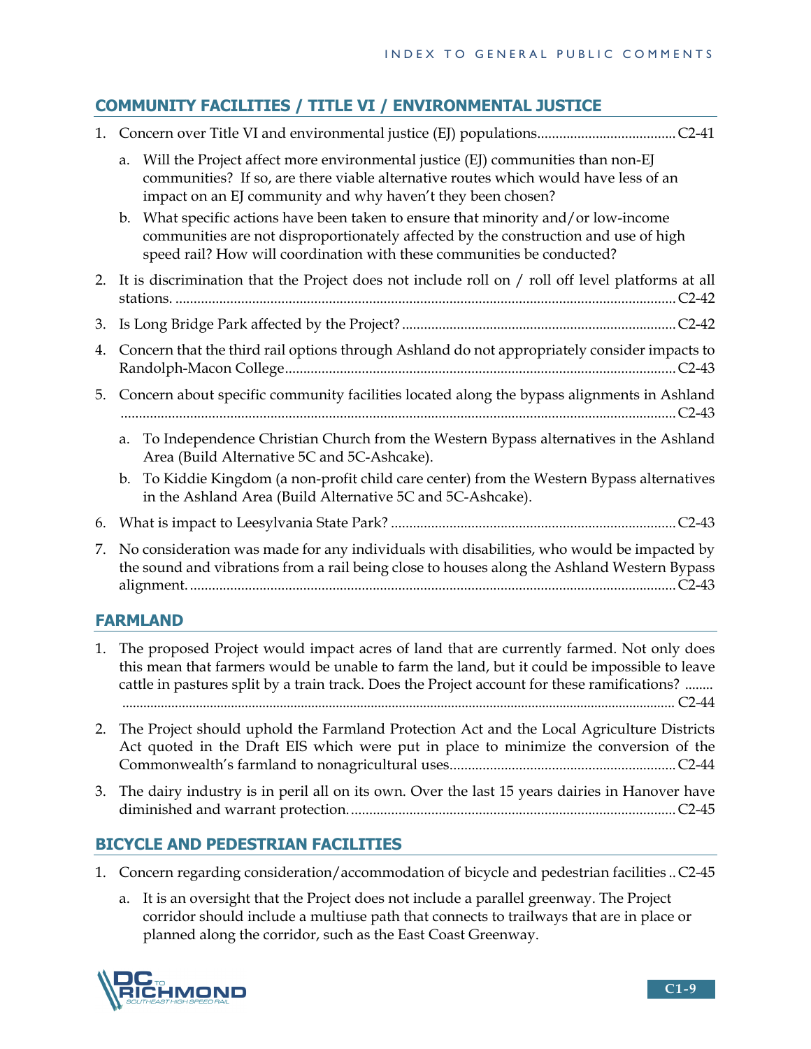## COMMUNITY FACILITIES / TITLE VI / ENVIRONMENTAL JUSTICE

1. Concern over Title VI and environmental justice (EJ) populations...................................... C2-41
   a. Will the Project affect more environmental justice (EJ) communities than non-EJ communities? If so, are there viable alternative routes which would have less of an impact on an EJ community and why haven't they been chosen?
   b. What specific actions have been taken to ensure that minority and/or low-income communities are not disproportionately affected by the construction and use of high speed rail? How will coordination with these communities be conducted?
2. It is discrimination that the Project does not include roll on / roll off level platforms at all stations. ........................................................................................................................ C2-42
3. Is Long Bridge Park affected by the Project? .......................................................................... C2-42
4. Concern that the third rail options through Ashland do not appropriately consider impacts to Randolph-Macon College.......................................................................................................... C2-43
5. Concern about specific community facilities located along the bypass alignments in Ashland ...................................................................................................................................... C2-43
   a. To Independence Christian Church from the Western Bypass alternatives in the Ashland Area (Build Alternative 5C and 5C-Ashcake).
   b. To Kiddie Kingdom (a non-profit child care center) from the Western Bypass alternatives in the Ashland Area (Build Alternative 5C and 5C-Ashcake).
6. What is impact to Leesylvania State Park? ............................................................................. C2-43
7. No consideration was made for any individuals with disabilities, who would be impacted by the sound and vibrations from a rail being close to houses along the Ashland Western Bypass alignment. .................................................................................................................... C2-43

## FARMLAND

1. The proposed Project would impact acres of land that are currently farmed. Not only does this mean that farmers would be unable to farm the land, but it could be impossible to leave cattle in pastures split by a train track. Does the Project account for these ramifications? ........ ........................................................................................................................................... C2-44
2. The Project should uphold the Farmland Protection Act and the Local Agriculture Districts Act quoted in the Draft EIS which were put in place to minimize the conversion of the Commonwealth's farmland to nonagricultural uses............................................................. C2-44
3. The dairy industry is in peril all on its own. Over the last 15 years dairies in Hanover have diminished and warrant protection......................................................................................... C2-45

## BICYCLE AND PEDESTRIAN FACILITIES

1. Concern regarding consideration/accommodation of bicycle and pedestrian facilities .. C2-45
   a. It is an oversight that the Project does not include a parallel greenway. The Project corridor should include a multiuse path that connects to trailways that are in place or planned along the corridor, such as the East Coast Greenway.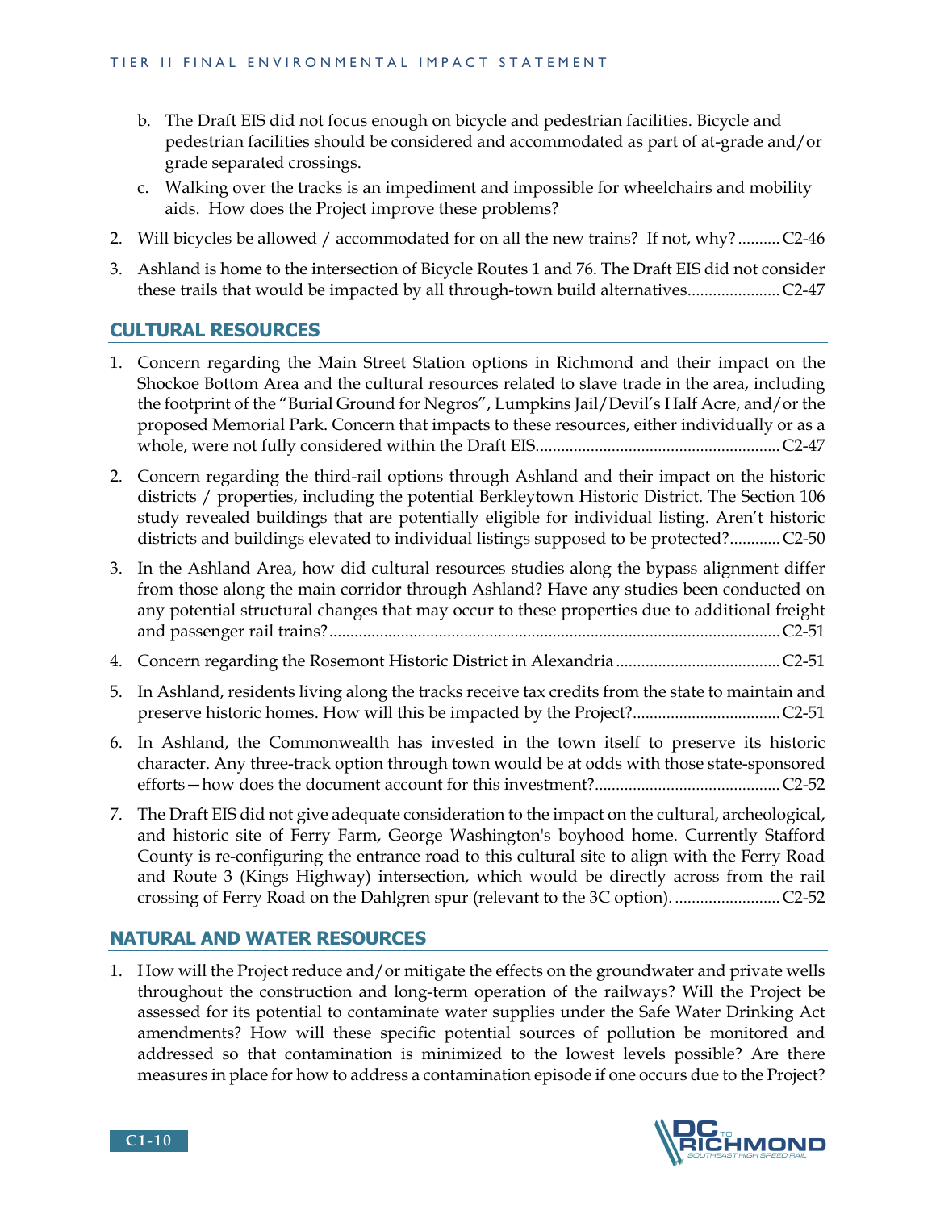b. The Draft EIS did not focus enough on bicycle and pedestrian facilities. Bicycle and pedestrian facilities should be considered and accommodated as part of at-grade and/or grade separated crossings.

c. Walking over the tracks is an impediment and impossible for wheelchairs and mobility aids. How does the Project improve these problems?

2. Will bicycles be allowed / accommodated for on all the new trains? If not, why? .......... C2-46

3. Ashland is home to the intersection of Bicycle Routes 1 and 76. The Draft EIS did not consider these trails that would be impacted by all through-town build alternatives...................... C2-47

## CULTURAL RESOURCES

1. Concern regarding the Main Street Station options in Richmond and their impact on the Shockoe Bottom Area and the cultural resources related to slave trade in the area, including the footprint of the "Burial Ground for Negros", Lumpkins Jail/Devil's Half Acre, and/or the proposed Memorial Park. Concern that impacts to these resources, either individually or as a whole, were not fully considered within the Draft EIS......................................................... C2-47

2. Concern regarding the third-rail options through Ashland and their impact on the historic districts / properties, including the potential Berkleytown Historic District. The Section 106 study revealed buildings that are potentially eligible for individual listing. Aren't historic districts and buildings elevated to individual listings supposed to be protected?............ C2-50

3. In the Ashland Area, how did cultural resources studies along the bypass alignment differ from those along the main corridor through Ashland? Have any studies been conducted on any potential structural changes that may occur to these properties due to additional freight and passenger rail trains?......................................................................................................... C2-51

4. Concern regarding the Rosemont Historic District in Alexandria ...................................... C2-51

5. In Ashland, residents living along the tracks receive tax credits from the state to maintain and preserve historic homes. How will this be impacted by the Project?.................................. C2-51

6. In Ashland, the Commonwealth has invested in the town itself to preserve its historic character. Any three-track option through town would be at odds with those state-sponsored efforts—how does the document account for this investment?........................................... C2-52

7. The Draft EIS did not give adequate consideration to the impact on the cultural, archeological, and historic site of Ferry Farm, George Washington's boyhood home. Currently Stafford County is re-configuring the entrance road to this cultural site to align with the Ferry Road and Route 3 (Kings Highway) intersection, which would be directly across from the rail crossing of Ferry Road on the Dahlgren spur (relevant to the 3C option). ......................... C2-52

## NATURAL AND WATER RESOURCES

1. How will the Project reduce and/or mitigate the effects on the groundwater and private wells throughout the construction and long-term operation of the railways? Will the Project be assessed for its potential to contaminate water supplies under the Safe Water Drinking Act amendments? How will these specific potential sources of pollution be monitored and addressed so that contamination is minimized to the lowest levels possible? Are there measures in place for how to address a contamination episode if one occurs due to the Project?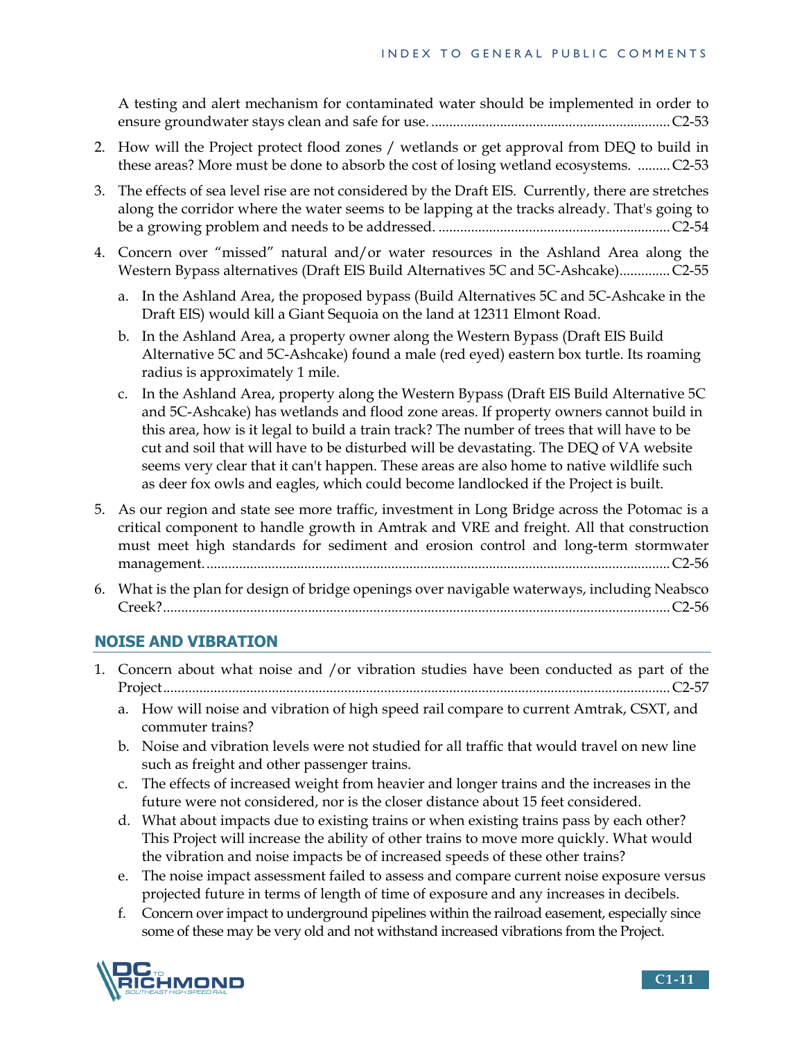A testing and alert mechanism for contaminated water should be implemented in order to ensure groundwater stays clean and safe for use. .................................................................. C2-53

2. How will the Project protect flood zones / wetlands or get approval from DEQ to build in these areas? More must be done to absorb the cost of losing wetland ecosystems. ......... C2-53
3. The effects of sea level rise are not considered by the Draft EIS. Currently, there are stretches along the corridor where the water seems to be lapping at the tracks already. That's going to be a growing problem and needs to be addressed. ................................................................ C2-54
4. Concern over "missed" natural and/or water resources in the Ashland Area along the Western Bypass alternatives (Draft EIS Build Alternatives 5C and 5C-Ashcake).............. C2-55
   a. In the Ashland Area, the proposed bypass (Build Alternatives 5C and 5C-Ashcake in the Draft EIS) would kill a Giant Sequoia on the land at 12311 Elmont Road.
   b. In the Ashland Area, a property owner along the Western Bypass (Draft EIS Build Alternative 5C and 5C-Ashcake) found a male (red eyed) eastern box turtle. Its roaming radius is approximately 1 mile.
   c. In the Ashland Area, property along the Western Bypass (Draft EIS Build Alternative 5C and 5C-Ashcake) has wetlands and flood zone areas. If property owners cannot build in this area, how is it legal to build a train track? The number of trees that will have to be cut and soil that will have to be disturbed will be devastating. The DEQ of VA website seems very clear that it can't happen. These areas are also home to native wildlife such as deer fox owls and eagles, which could become landlocked if the Project is built.
5. As our region and state see more traffic, investment in Long Bridge across the Potomac is a critical component to handle growth in Amtrak and VRE and freight. All that construction must meet high standards for sediment and erosion control and long-term stormwater management. ............................................................................................................................... C2-56
6. What is the plan for design of bridge openings over navigable waterways, including Neabsco Creek? ........................................................................................................................................... C2-56

## NOISE AND VIBRATION

1. Concern about what noise and /or vibration studies have been conducted as part of the Project ........................................................................................................................................... C2-57
   a. How will noise and vibration of high speed rail compare to current Amtrak, CSXT, and commuter trains?
   b. Noise and vibration levels were not studied for all traffic that would travel on new line such as freight and other passenger trains.
   c. The effects of increased weight from heavier and longer trains and the increases in the future were not considered, nor is the closer distance about 15 feet considered.
   d. What about impacts due to existing trains or when existing trains pass by each other? This Project will increase the ability of other trains to move more quickly. What would the vibration and noise impacts be of increased speeds of these other trains?
   e. The noise impact assessment failed to assess and compare current noise exposure versus projected future in terms of length of time of exposure and any increases in decibels.
   f. Concern over impact to underground pipelines within the railroad easement, especially since some of these may be very old and not withstand increased vibrations from the Project.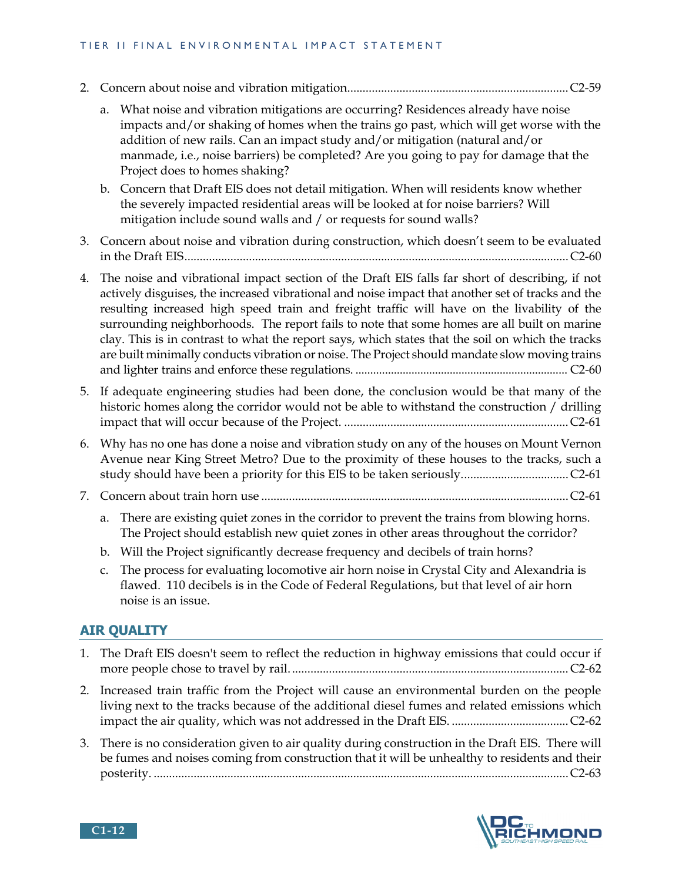2. Concern about noise and vibration mitigation....................................................................... C2-59

   a. What noise and vibration mitigations are occurring? Residences already have noise impacts and/or shaking of homes when the trains go past, which will get worse with the addition of new rails. Can an impact study and/or mitigation (natural and/or manmade, i.e., noise barriers) be completed? Are you going to pay for damage that the Project does to homes shaking?

   b. Concern that Draft EIS does not detail mitigation. When will residents know whether the severely impacted residential areas will be looked at for noise barriers? Will mitigation include sound walls and / or requests for sound walls?

3. Concern about noise and vibration during construction, which doesn't seem to be evaluated in the Draft EIS............................................................................................................................ C2-60

4. The noise and vibrational impact section of the Draft EIS falls far short of describing, if not actively disguises, the increased vibrational and noise impact that another set of tracks and the resulting increased high speed train and freight traffic will have on the livability of the surrounding neighborhoods. The report fails to note that some homes are all built on marine clay. This is in contrast to what the report says, which states that the soil on which the tracks are built minimally conducts vibration or noise. The Project should mandate slow moving trains and lighter trains and enforce these regulations. ...................................................................... C2-60

5. If adequate engineering studies had been done, the conclusion would be that many of the historic homes along the corridor would not be able to withstand the construction / drilling impact that will occur because of the Project. ......................................................................... C2-61

6. Why has no one has done a noise and vibration study on any of the houses on Mount Vernon Avenue near King Street Metro? Due to the proximity of these houses to the tracks, such a study should have been a priority for this EIS to be taken seriously................................... C2-61

7. Concern about train horn use .................................................................................................... C2-61

   a. There are existing quiet zones in the corridor to prevent the trains from blowing horns. The Project should establish new quiet zones in other areas throughout the corridor?

   b. Will the Project significantly decrease frequency and decibels of train horns?

   c. The process for evaluating locomotive air horn noise in Crystal City and Alexandria is flawed. 110 decibels is in the Code of Federal Regulations, but that level of air horn noise is an issue.

## AIR QUALITY

1. The Draft EIS doesn't seem to reflect the reduction in highway emissions that could occur if more people chose to travel by rail. ......................................................................................... C2-62

2. Increased train traffic from the Project will cause an environmental burden on the people living next to the tracks because of the additional diesel fumes and related emissions which impact the air quality, which was not addressed in the Draft EIS. ...................................... C2-62

3. There is no consideration given to air quality during construction in the Draft EIS. There will be fumes and noises coming from construction that it will be unhealthy to residents and their posterity. ..................................................................................................................................... C2-63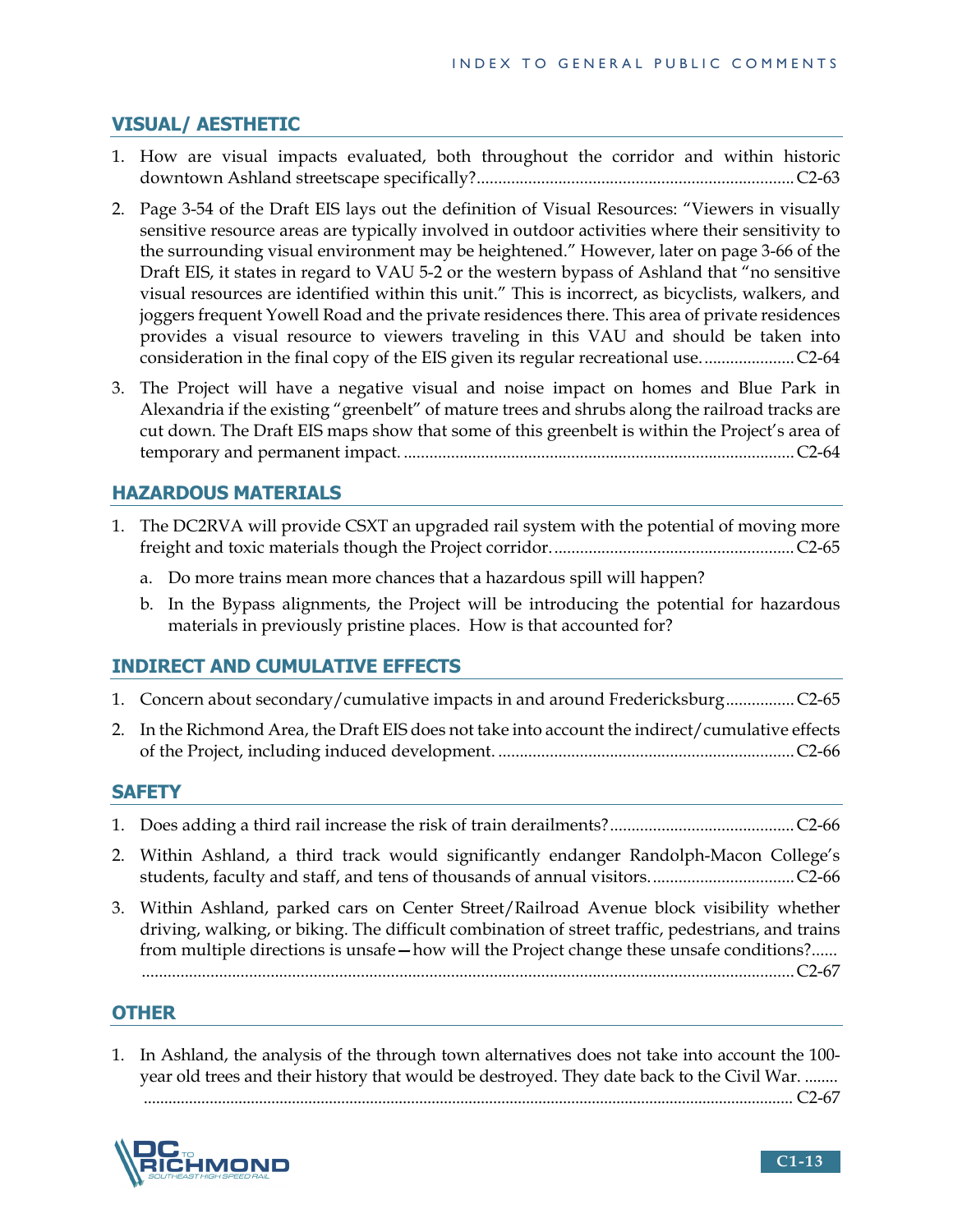## VISUAL/ AESTHETIC

1. How are visual impacts evaluated, both throughout the corridor and within historic downtown Ashland streetscape specifically? .......... C2-63
2. Page 3-54 of the Draft EIS lays out the definition of Visual Resources: "Viewers in visually sensitive resource areas are typically involved in outdoor activities where their sensitivity to the surrounding visual environment may be heightened." However, later on page 3-66 of the Draft EIS, it states in regard to VAU 5-2 or the western bypass of Ashland that "no sensitive visual resources are identified within this unit." This is incorrect, as bicyclists, walkers, and joggers frequent Yowell Road and the private residences there. This area of private residences provides a visual resource to viewers traveling in this VAU and should be taken into consideration in the final copy of the EIS given its regular recreational use. .......... C2-64
3. The Project will have a negative visual and noise impact on homes and Blue Park in Alexandria if the existing "greenbelt" of mature trees and shrubs along the railroad tracks are cut down. The Draft EIS maps show that some of this greenbelt is within the Project's area of temporary and permanent impact. .......... C2-64

## HAZARDOUS MATERIALS

1. The DC2RVA will provide CSXT an upgraded rail system with the potential of moving more freight and toxic materials though the Project corridor. .......... C2-65
   a. Do more trains mean more chances that a hazardous spill will happen?
   b. In the Bypass alignments, the Project will be introducing the potential for hazardous materials in previously pristine places. How is that accounted for?

## INDIRECT AND CUMULATIVE EFFECTS

1. Concern about secondary/cumulative impacts in and around Fredericksburg .......... C2-65
2. In the Richmond Area, the Draft EIS does not take into account the indirect/cumulative effects of the Project, including induced development. .......... C2-66

## SAFETY

1. Does adding a third rail increase the risk of train derailments? .......... C2-66
2. Within Ashland, a third track would significantly endanger Randolph-Macon College's students, faculty and staff, and tens of thousands of annual visitors. .......... C2-66
3. Within Ashland, parked cars on Center Street/Railroad Avenue block visibility whether driving, walking, or biking. The difficult combination of street traffic, pedestrians, and trains from multiple directions is unsafe—how will the Project change these unsafe conditions? .......... C2-67

## OTHER

1. In Ashland, the analysis of the through town alternatives does not take into account the 100-year old trees and their history that would be destroyed. They date back to the Civil War. .......... C2-67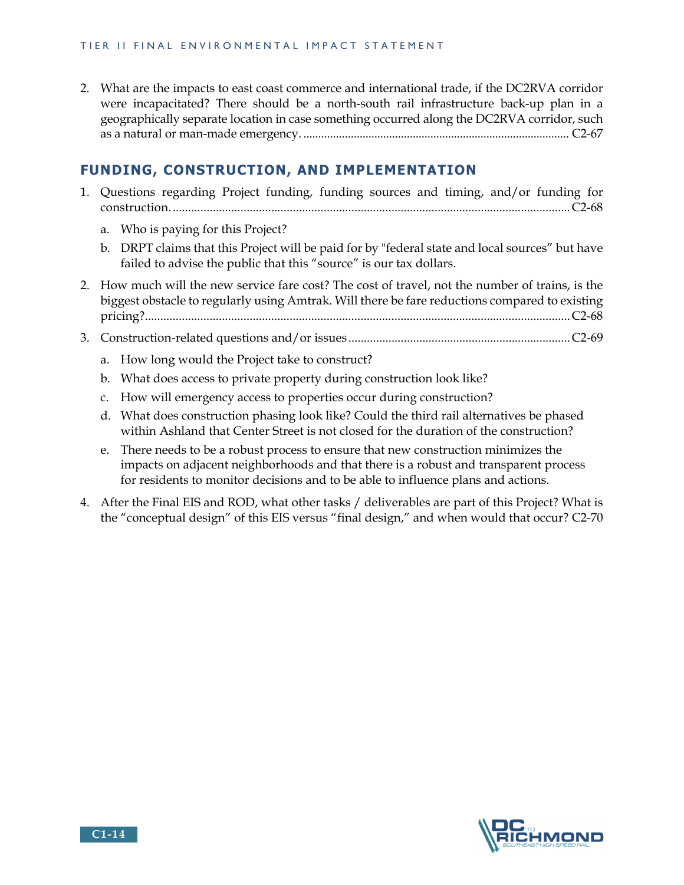2. What are the impacts to east coast commerce and international trade, if the DC2RVA corridor were incapacitated? There should be a north-south rail infrastructure back-up plan in a geographically separate location in case something occurred along the DC2RVA corridor, such as a natural or man-made emergency. ........................................................................................ C2-67

## FUNDING, CONSTRUCTION, AND IMPLEMENTATION

1. Questions regarding Project funding, funding sources and timing, and/or funding for construction. ................................................................................................................................ C2-68
   a. Who is paying for this Project?
   b. DRPT claims that this Project will be paid for by "federal state and local sources" but have failed to advise the public that this "source" is our tax dollars.
2. How much will the new service fare cost? The cost of travel, not the number of trains, is the biggest obstacle to regularly using Amtrak. Will there be fare reductions compared to existing pricing?......................................................................................................................................... C2-68
3. Construction-related questions and/or issues ....................................................................... C2-69
   a. How long would the Project take to construct?
   b. What does access to private property during construction look like?
   c. How will emergency access to properties occur during construction?
   d. What does construction phasing look like? Could the third rail alternatives be phased within Ashland that Center Street is not closed for the duration of the construction?
   e. There needs to be a robust process to ensure that new construction minimizes the impacts on adjacent neighborhoods and that there is a robust and transparent process for residents to monitor decisions and to be able to influence plans and actions.
4. After the Final EIS and ROD, what other tasks / deliverables are part of this Project? What is the "conceptual design" of this EIS versus "final design," and when would that occur? C2-70